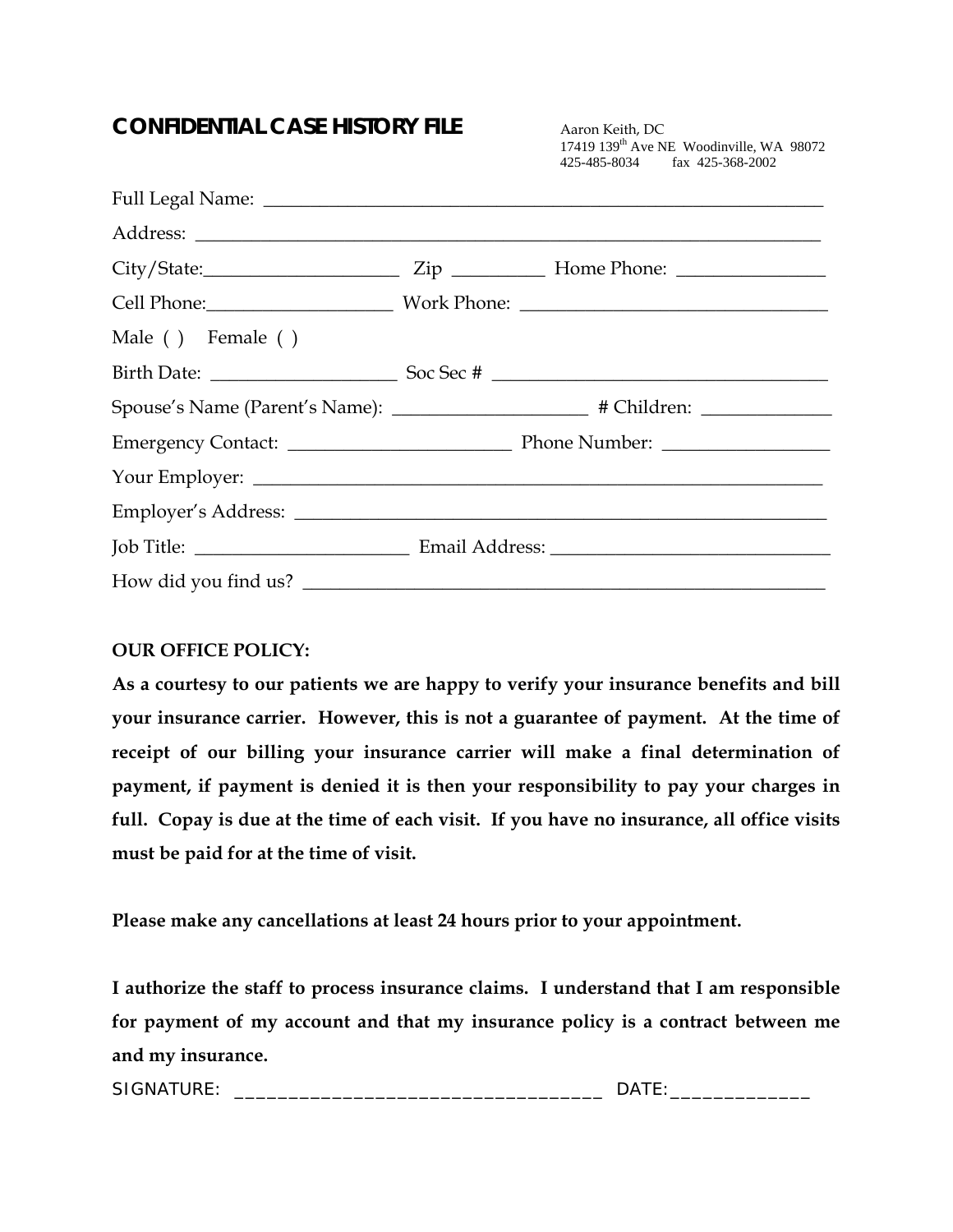# CONFIDENTIAL CASE HISTORY FILE

Aaron Keith, DC
17419 139th Ave NE Woodinville, WA 98072
425-485-8034 fax 425-368-2002

Full Legal Name: ___________________________________________________________

Address: _________________________________________________________________

City/State:____________________ Zip __________ Home Phone: ________________

Cell Phone:___________________ Work Phone: ________________________________

Male ( ) Female ( )

Birth Date: ___________________ Soc Sec # ____________________________________

Spouse's Name (Parent's Name): _____________________ # Children: ______________

Emergency Contact: _______________________ Phone Number: __________________

Your Employer: ______________________________________________________________

Employer's Address: __________________________________________________________

Job Title: _______________________ Email Address: ______________________________

How did you find us? _________________________________________________________

**OUR OFFICE POLICY:**

**As a courtesy to our patients we are happy to verify your insurance benefits and bill your insurance carrier. However, this is not a guarantee of payment. At the time of receipt of our billing your insurance carrier will make a final determination of payment, if payment is denied it is then your responsibility to pay your charges in full. Copay is due at the time of each visit. If you have no insurance, all office visits must be paid for at the time of visit.**

**Please make any cancellations at least 24 hours prior to your appointment.**

**I authorize the staff to process insurance claims. I understand that I am responsible for payment of my account and that my insurance policy is a contract between me and my insurance.**

SIGNATURE: ___________________________________ DATE:_____________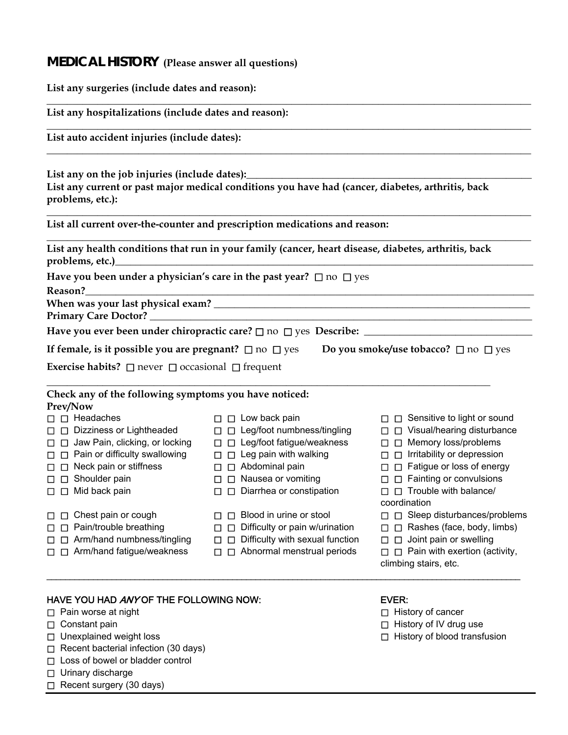## MEDICAL HISTORY (Please answer all questions)

**List any surgeries (include dates and reason):**

______________________________________________________________________________

**List any hospitalizations (include dates and reason):**

______________________________________________________________________________

**List auto accident injuries (include dates):**

______________________________________________________________________________

**List any on the job injuries (include dates):**______________________________________

**List any current or past major medical conditions you have had (cancer, diabetes, arthritis, back problems, etc.):**

______________________________________________________________________________

**List all current over-the-counter and prescription medications and reason:**

______________________________________________________________________________

**List any health conditions that run in your family (cancer, heart disease, diabetes, arthritis, back problems, etc.)**______________________________________

**Have you been under a physician's care in the past year?** ☐ no ☐ yes

**Reason?**______________________________________________________________

**When was your last physical exam?** ______________________________________________

**Primary Care Doctor?** ________________________________________________________

**Have you ever been under chiropractic care?** ☐ no ☐ yes **Describe:** ______________________

**If female, is it possible you are pregnant?** ☐ no ☐ yes **Do you smoke/use tobacco?** ☐ no ☐ yes

**Exercise habits?** ☐ never ☐ occasional ☐ frequent

______________________________________________________________________________

**Check any of the following symptoms you have noticed:**

**Prev/Now**

- ☐ ☐ Headaches
- ☐ ☐ Dizziness or Lightheaded
- ☐ ☐ Jaw Pain, clicking, or locking
- ☐ ☐ Pain or difficulty swallowing
- ☐ ☐ Neck pain or stiffness
- ☐ ☐ Shoulder pain
- ☐ ☐ Mid back pain
- ☐ ☐ Chest pain or cough
- ☐ ☐ Pain/trouble breathing
- ☐ ☐ Arm/hand numbness/tingling
- ☐ ☐ Arm/hand fatigue/weakness
- ☐ ☐ Low back pain
- ☐ ☐ Leg/foot numbness/tingling
- ☐ ☐ Leg/foot fatigue/weakness
- ☐ ☐ Leg pain with walking
- ☐ ☐ Abdominal pain
- ☐ ☐ Nausea or vomiting
- ☐ ☐ Diarrhea or constipation
- ☐ ☐ Blood in urine or stool
- ☐ ☐ Difficulty or pain w/urination
- ☐ ☐ Difficulty with sexual function
- ☐ ☐ Abnormal menstrual periods
- ☐ ☐ Sensitive to light or sound
- ☐ ☐ Visual/hearing disturbance
- ☐ ☐ Memory loss/problems
- ☐ ☐ Irritability or depression
- ☐ ☐ Fatigue or loss of energy
- ☐ ☐ Fainting or convulsions
- ☐ ☐ Trouble with balance/ coordination
- ☐ ☐ Sleep disturbances/problems
- ☐ ☐ Rashes (face, body, limbs)
- ☐ ☐ Joint pain or swelling
- ☐ ☐ Pain with exertion (activity, climbing stairs, etc.

______________________________________________________________________________

HAVE YOU HAD *ANY* OF THE FOLLOWING NOW:

- ☐ Pain worse at night
- ☐ Constant pain
- ☐ Unexplained weight loss
- ☐ Recent bacterial infection (30 days)
- ☐ Loss of bowel or bladder control
- ☐ Urinary discharge
- ☐ Recent surgery (30 days)

EVER:

- ☐ History of cancer
- ☐ History of IV drug use
- ☐ History of blood transfusion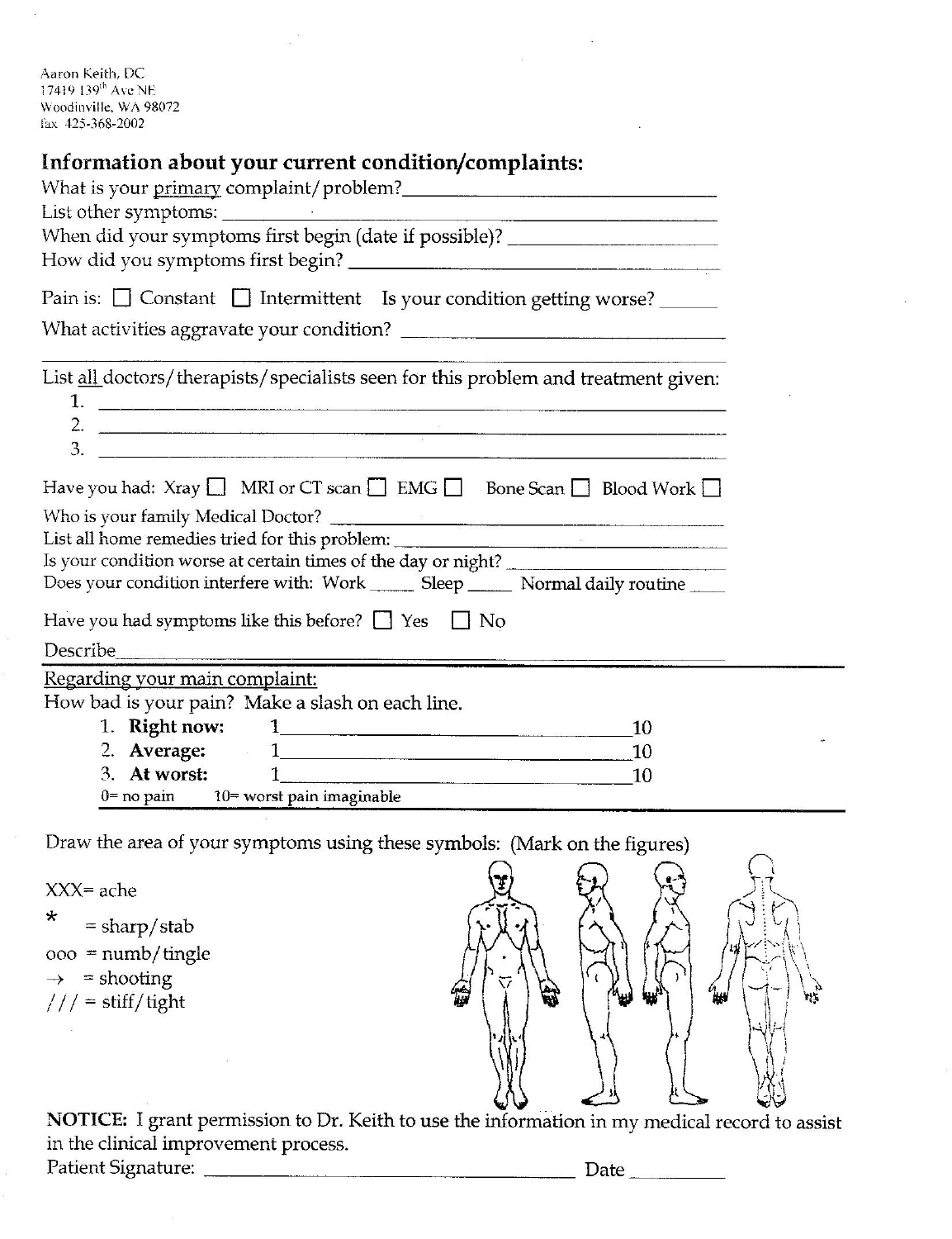Aaron Keith, DC
17419 139th Ave NE
Woodinville, WA 98072
fax 425-368-2002

## Information about your current condition/complaints:

What is your primary complaint/problem? ________________________________

List other symptoms: ________________________________

When did your symptoms first begin (date if possible)? ________________________________

How did you symptoms first begin? ________________________________

Pain is: ☐ Constant ☐ Intermittent Is your condition getting worse? ______

What activities aggravate your condition? ________________________________

________________________________

List all doctors/therapists/specialists seen for this problem and treatment given:

1. ________________________________
2. ________________________________
3. ________________________________

Have you had: Xray ☐ MRI or CT scan ☐ EMG ☐ Bone Scan ☐ Blood Work ☐

Who is your family Medical Doctor? ________________________________

List all home remedies tried for this problem: ________________________________

Is your condition worse at certain times of the day or night? ________________________________

Does your condition interfere with: Work _____ Sleep _____ Normal daily routine ____

Have you had symptoms like this before? ☐ Yes ☐ No

Describe ________________________________

Regarding your main complaint:

How bad is your pain? Make a slash on each line.

1. **Right now:** 1________________________________10
2. **Average:** 1________________________________10
3. **At worst:** 1________________________________10

0= no pain 10= worst pain imaginable

Draw the area of your symptoms using these symbols: (Mark on the figures)

XXX= ache

* = sharp/stab

ooo = numb/tingle

→ = shooting

/// = stiff/tight

**NOTICE:** I grant permission to Dr. Keith to use the information in my medical record to assist in the clinical improvement process.

Patient Signature: ________________________________ Date __________